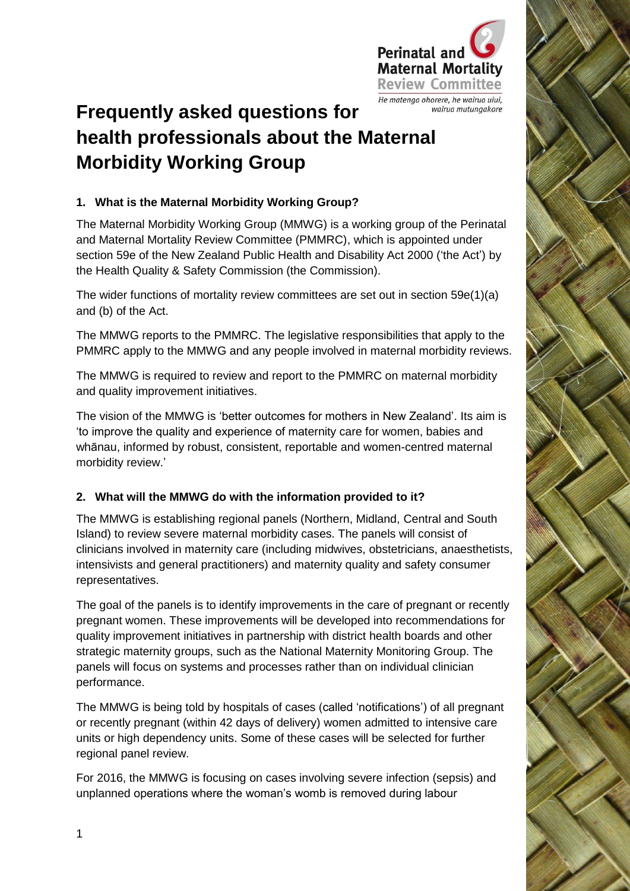# Frequently asked questions for health professionals about the Maternal Morbidity Working Group

### 1. What is the Maternal Morbidity Working Group?

The Maternal Morbidity Working Group (MMWG) is a working group of the Perinatal and Maternal Mortality Review Committee (PMMRC), which is appointed under section 59e of the New Zealand Public Health and Disability Act 2000 ('the Act') by the Health Quality & Safety Commission (the Commission).

The wider functions of mortality review committees are set out in section 59e(1)(a) and (b) of the Act.

The MMWG reports to the PMMRC. The legislative responsibilities that apply to the PMMRC apply to the MMWG and any people involved in maternal morbidity reviews.

The MMWG is required to review and report to the PMMRC on maternal morbidity and quality improvement initiatives.

The vision of the MMWG is 'better outcomes for mothers in New Zealand'. Its aim is 'to improve the quality and experience of maternity care for women, babies and whānau, informed by robust, consistent, reportable and women-centred maternal morbidity review.'

### 2. What will the MMWG do with the information provided to it?

The MMWG is establishing regional panels (Northern, Midland, Central and South Island) to review severe maternal morbidity cases. The panels will consist of clinicians involved in maternity care (including midwives, obstetricians, anaesthetists, intensivists and general practitioners) and maternity quality and safety consumer representatives.

The goal of the panels is to identify improvements in the care of pregnant or recently pregnant women. These improvements will be developed into recommendations for quality improvement initiatives in partnership with district health boards and other strategic maternity groups, such as the National Maternity Monitoring Group. The panels will focus on systems and processes rather than on individual clinician performance.

The MMWG is being told by hospitals of cases (called 'notifications') of all pregnant or recently pregnant (within 42 days of delivery) women admitted to intensive care units or high dependency units. Some of these cases will be selected for further regional panel review.

For 2016, the MMWG is focusing on cases involving severe infection (sepsis) and unplanned operations where the woman's womb is removed during labour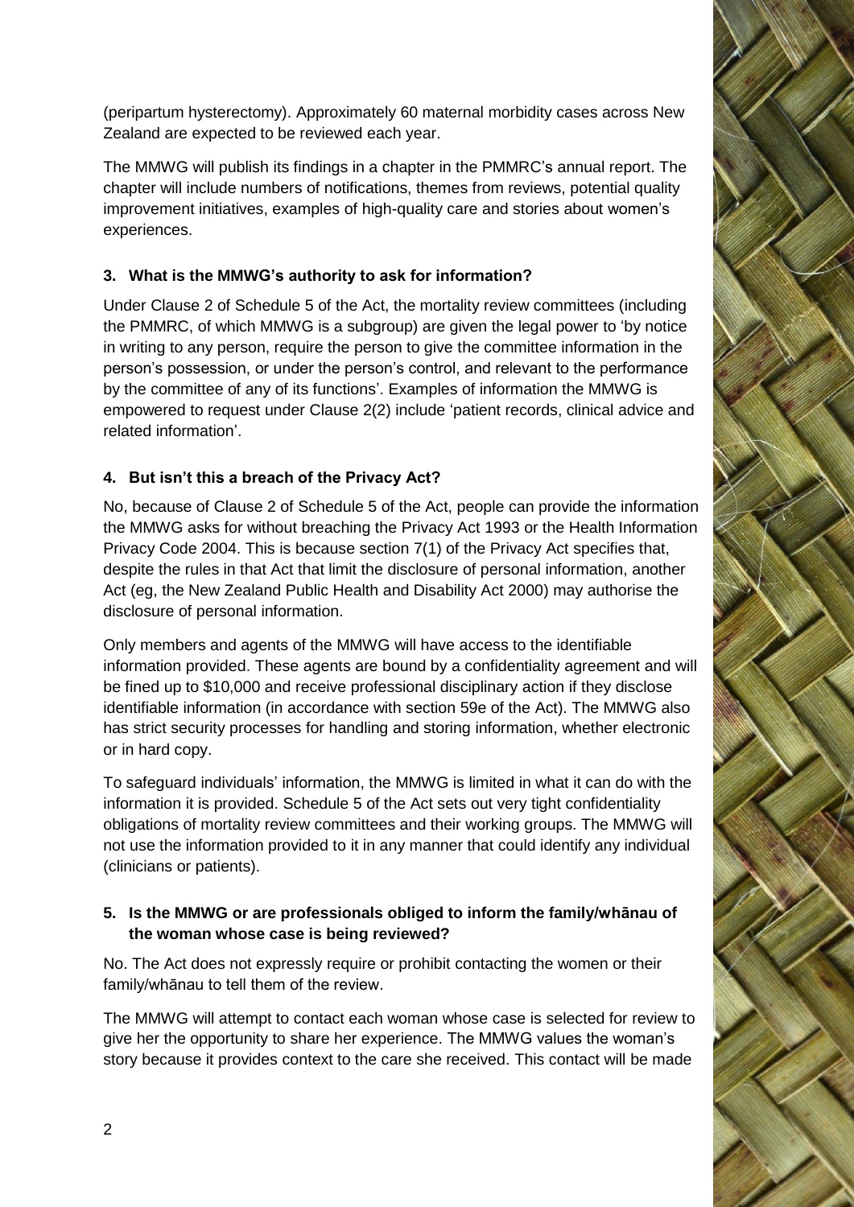(peripartum hysterectomy). Approximately 60 maternal morbidity cases across New Zealand are expected to be reviewed each year.

The MMWG will publish its findings in a chapter in the PMMRC's annual report. The chapter will include numbers of notifications, themes from reviews, potential quality improvement initiatives, examples of high-quality care and stories about women's experiences.

### 3. What is the MMWG's authority to ask for information?

Under Clause 2 of Schedule 5 of the Act, the mortality review committees (including the PMMRC, of which MMWG is a subgroup) are given the legal power to 'by notice in writing to any person, require the person to give the committee information in the person's possession, or under the person's control, and relevant to the performance by the committee of any of its functions'. Examples of information the MMWG is empowered to request under Clause 2(2) include 'patient records, clinical advice and related information'.

### 4. But isn't this a breach of the Privacy Act?

No, because of Clause 2 of Schedule 5 of the Act, people can provide the information the MMWG asks for without breaching the Privacy Act 1993 or the Health Information Privacy Code 2004. This is because section 7(1) of the Privacy Act specifies that, despite the rules in that Act that limit the disclosure of personal information, another Act (eg, the New Zealand Public Health and Disability Act 2000) may authorise the disclosure of personal information.

Only members and agents of the MMWG will have access to the identifiable information provided. These agents are bound by a confidentiality agreement and will be fined up to $10,000 and receive professional disciplinary action if they disclose identifiable information (in accordance with section 59e of the Act). The MMWG also has strict security processes for handling and storing information, whether electronic or in hard copy.

To safeguard individuals' information, the MMWG is limited in what it can do with the information it is provided. Schedule 5 of the Act sets out very tight confidentiality obligations of mortality review committees and their working groups. The MMWG will not use the information provided to it in any manner that could identify any individual (clinicians or patients).

### 5. Is the MMWG or are professionals obliged to inform the family/whānau of the woman whose case is being reviewed?

No. The Act does not expressly require or prohibit contacting the women or their family/whānau to tell them of the review.

The MMWG will attempt to contact each woman whose case is selected for review to give her the opportunity to share her experience. The MMWG values the woman's story because it provides context to the care she received. This contact will be made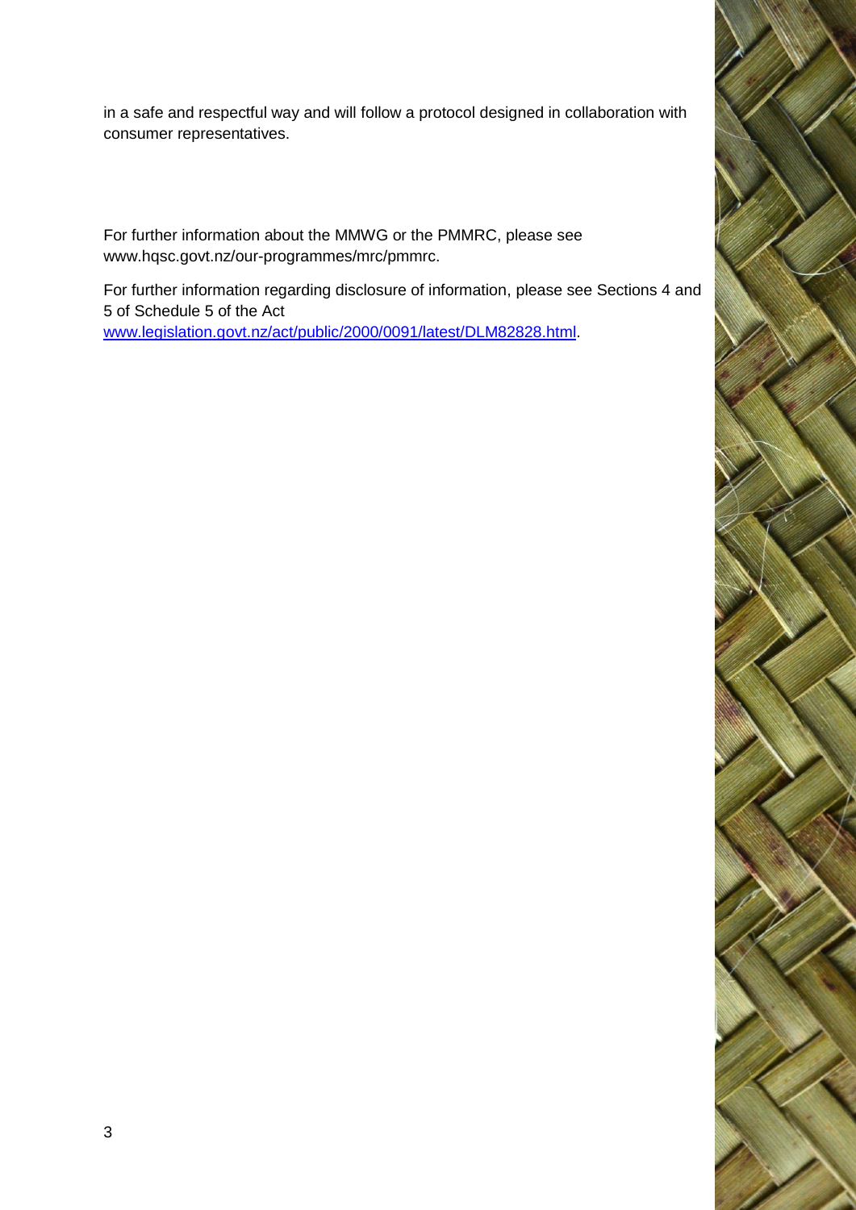in a safe and respectful way and will follow a protocol designed in collaboration with consumer representatives.

For further information about the MMWG or the PMMRC, please see www.hqsc.govt.nz/our-programmes/mrc/pmmrc.

For further information regarding disclosure of information, please see Sections 4 and 5 of Schedule 5 of the Act [www.legislation.govt.nz/act/public/2000/0091/latest/DLM82828.html](http://www.legislation.govt.nz/act/public/2000/0091/latest/DLM82828.html).